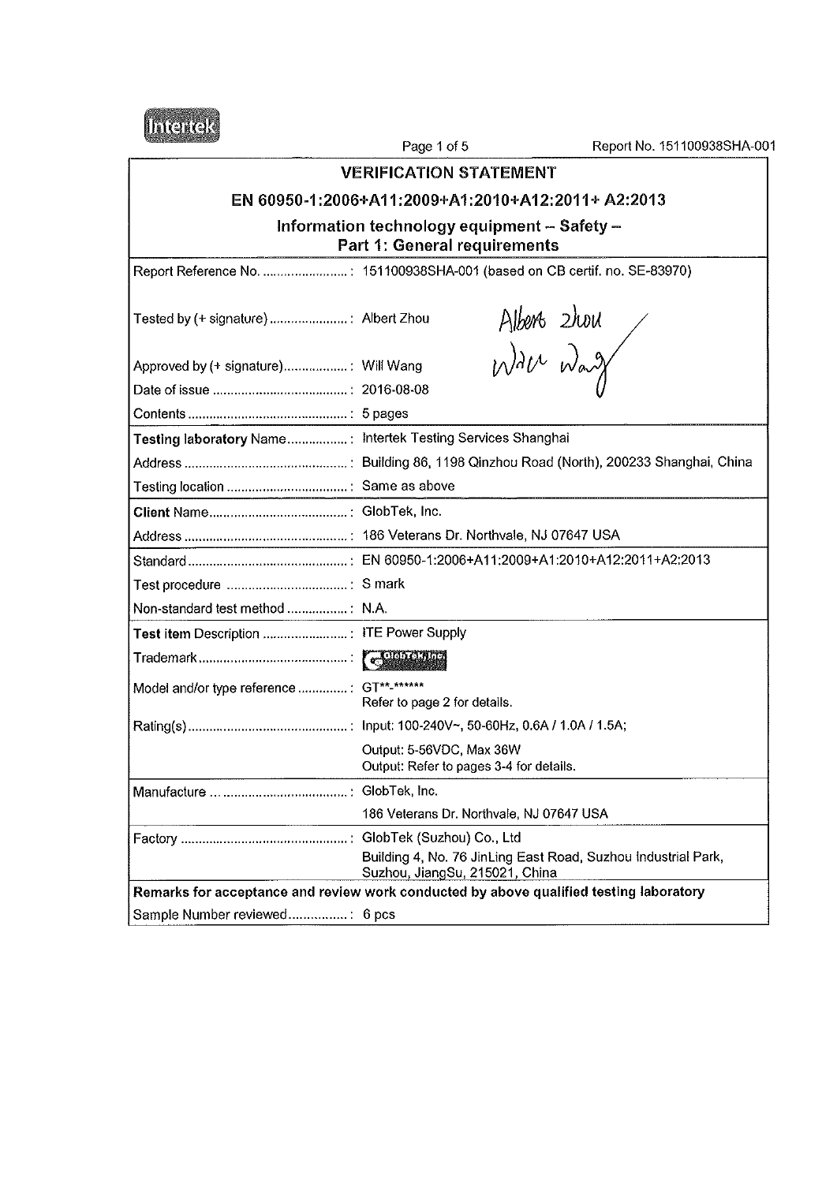Intertek

Report No. 151100938SHA-001

# VERIFICATION STATEMENT

## EN 60950-1:2006+A11:2009+A1:2010+A12:2011+ A2:2013

## Information technology equipment – Safety – Part 1: General requirements

| | |
|---|---|
| Report Reference No. ....................... : | 151100938SHA-001 (based on CB certif. no. SE-83970) |
| Tested by (+ signature) ...................... : | Albert Zhou |
| Approved by (+ signature) .................. : | Will Wang |
| Date of issue ...................................... : | 2016-08-08 |
| Contents ............................................ : | 5 pages |
| **Testing laboratory** Name................. : | Intertek Testing Services Shanghai |
| Address ............................................. : | Building 86, 1198 Qinzhou Road (North), 200233 Shanghai, China |
| Testing location .................................. : | Same as above |
| **Client** Name...................................... : | GlobTek, Inc. |
| Address ............................................. : | 186 Veterans Dr. Northvale, NJ 07647 USA |
| Standard ............................................ : | EN 60950-1:2006+A11:2009+A1:2010+A12:2011+A2:2013 |
| Test procedure .................................. : | S mark |
| Non-standard test method ................. : | N.A. |
| **Test item** Description ...................... : | ITE Power Supply |
| Trademark.......................................... : | GlobTek, Inc. |
| Model and/or type reference .............. : | GT**-****** Refer to page 2 for details. |
| Rating(s) ............................................ : | Input: 100-240V~, 50-60Hz, 0.6A / 1.0A / 1.5A; |
| | Output: 5-56VDC, Max 36W Output: Refer to pages 3-4 for details. |
| Manufacture ....................................... : | GlobTek, Inc. |
| | 186 Veterans Dr. Northvale, NJ 07647 USA |
| Factory .............................................. : | GlobTek (Suzhou) Co., Ltd Building 4, No. 76 JinLing East Road, Suzhou Industrial Park, Suzhou, JiangSu, 215021, China |
| **Remarks for acceptance and review work conducted by above qualified testing laboratory** | |
| Sample Number reviewed................ : | 6 pcs |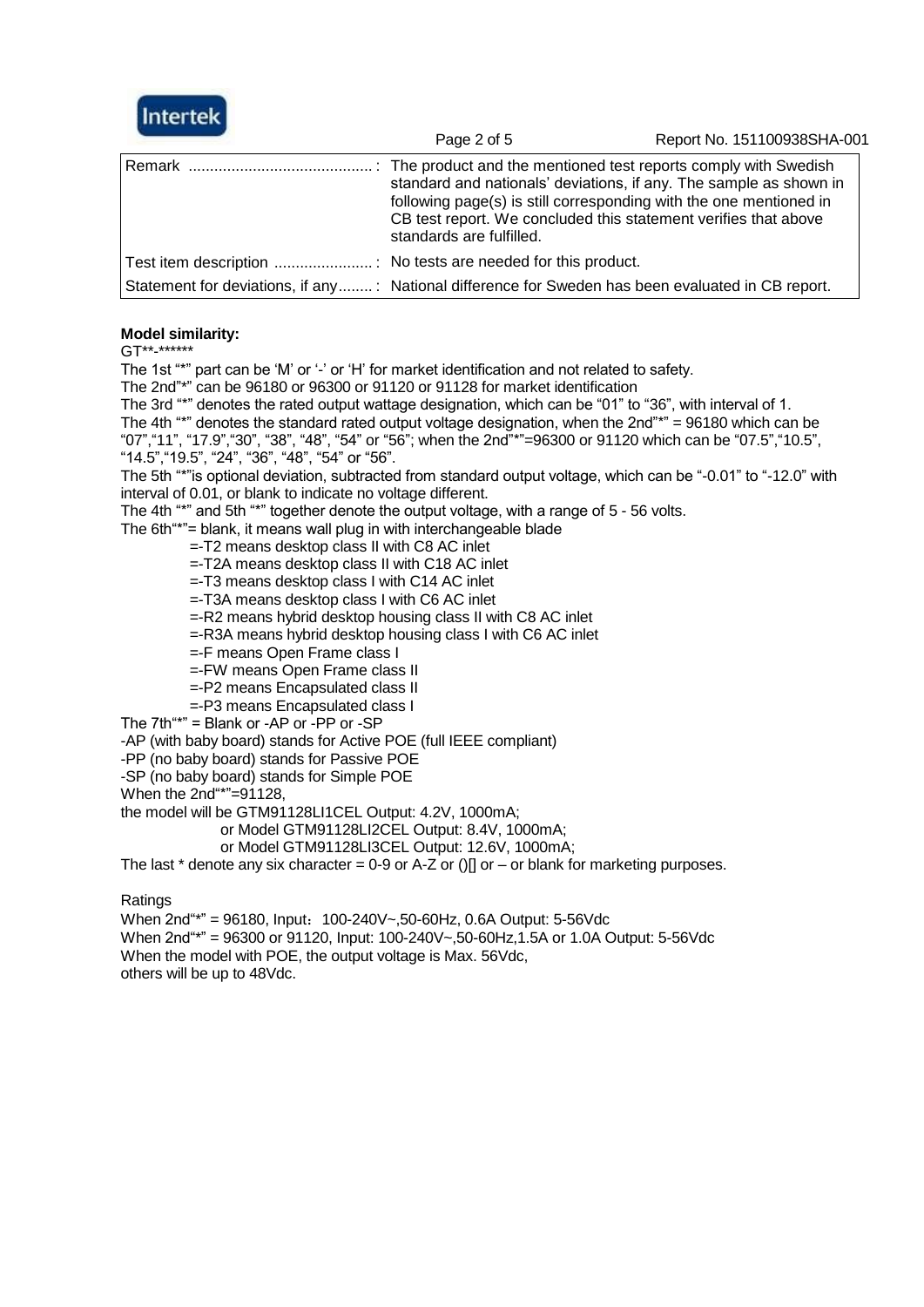| | |
|---|---|
| Remark .......................................... : | The product and the mentioned test reports comply with Swedish standard and nationals' deviations, if any. The sample as shown in following page(s) is still corresponding with the one mentioned in CB test report. We concluded this statement verifies that above standards are fulfilled. |
| Test item description ....................... : | No tests are needed for this product. |
| Statement for deviations, if any........ : | National difference for Sweden has been evaluated in CB report. |

**Model similarity:**

GT**-******

The 1st "*" part can be 'M' or '-' or 'H' for market identification and not related to safety.

The 2nd"*" can be 96180 or 96300 or 91120 or 91128 for market identification

The 3rd "*" denotes the rated output wattage designation, which can be "01" to "36", with interval of 1.

The 4th "*" denotes the standard rated output voltage designation, when the 2nd"*" = 96180 which can be "07","11", "17.9","30", "38", "48", "54" or "56"; when the 2nd"*"=96300 or 91120 which can be "07.5","10.5", "14.5","19.5", "24", "36", "48", "54" or "56".

The 5th "*"is optional deviation, subtracted from standard output voltage, which can be "-0.01" to "-12.0" with interval of 0.01, or blank to indicate no voltage different.

The 4th "*" and 5th "*" together denote the output voltage, with a range of 5 - 56 volts.

The 6th"*"= blank, it means wall plug in with interchangeable blade

=-T2 means desktop class II with C8 AC inlet

=-T2A means desktop class II with C18 AC inlet

=-T3 means desktop class I with C14 AC inlet

=-T3A means desktop class I with C6 AC inlet

=-R2 means hybrid desktop housing class II with C8 AC inlet

=-R3A means hybrid desktop housing class I with C6 AC inlet

=-F means Open Frame class I

=-FW means Open Frame class II

=-P2 means Encapsulated class II

=-P3 means Encapsulated class I

The 7th"*" = Blank or -AP or -PP or -SP

-AP (with baby board) stands for Active POE (full IEEE compliant)

-PP (no baby board) stands for Passive POE

-SP (no baby board) stands for Simple POE

When the 2nd"*"=91128,

the model will be GTM91128LI1CEL Output: 4.2V, 1000mA;

or Model GTM91128LI2CEL Output: 8.4V, 1000mA;

or Model GTM91128LI3CEL Output: 12.6V, 1000mA;

The last * denote any six character = 0-9 or A-Z or ()[] or – or blank for marketing purposes.

Ratings

When 2nd"*" = 96180, Input：100-240V~,50-60Hz, 0.6A Output: 5-56Vdc

When 2nd"*" = 96300 or 91120, Input: 100-240V~,50-60Hz,1.5A or 1.0A Output: 5-56Vdc

When the model with POE, the output voltage is Max. 56Vdc,

others will be up to 48Vdc.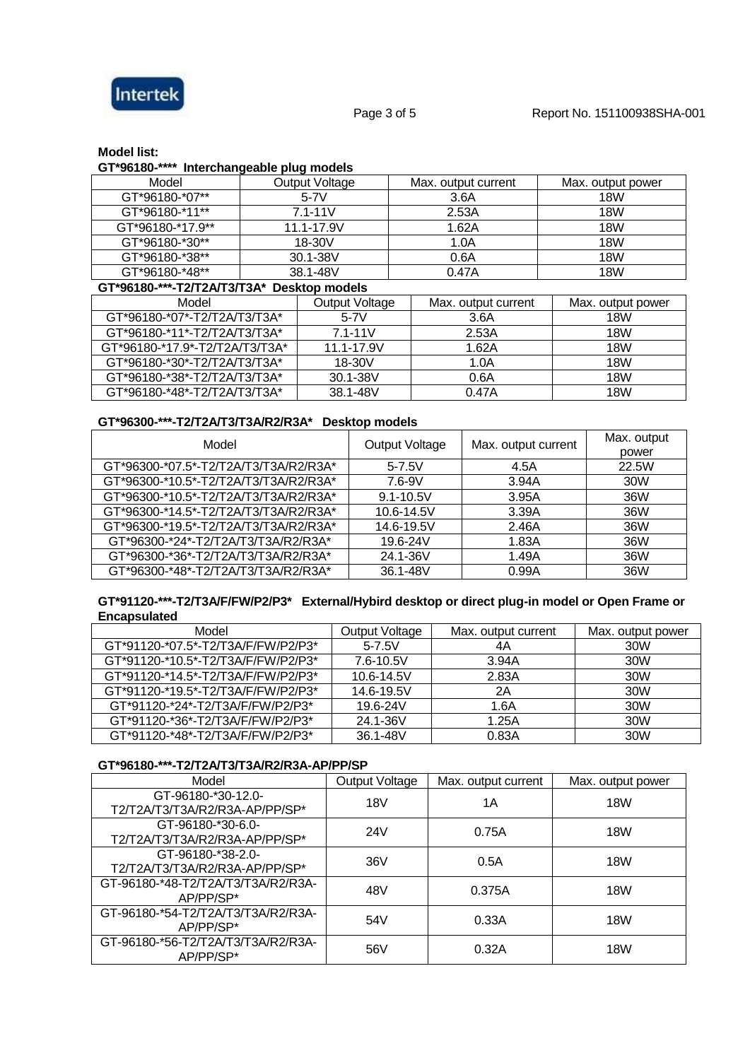**Model list:**

**GT*96180-**** Interchangeable plug models**

| Model | Output Voltage | Max. output current | Max. output power |
|---|---|---|---|
| GT*96180-*07** | 5-7V | 3.6A | 18W |
| GT*96180-*11** | 7.1-11V | 2.53A | 18W |
| GT*96180-*17.9** | 11.1-17.9V | 1.62A | 18W |
| GT*96180-*30** | 18-30V | 1.0A | 18W |
| GT*96180-*38** | 30.1-38V | 0.6A | 18W |
| GT*96180-*48** | 38.1-48V | 0.47A | 18W |

**GT*96180-***-T2/T2A/T3/T3A* Desktop models**

| Model | Output Voltage | Max. output current | Max. output power |
|---|---|---|---|
| GT*96180-*07*-T2/T2A/T3/T3A* | 5-7V | 3.6A | 18W |
| GT*96180-*11*-T2/T2A/T3/T3A* | 7.1-11V | 2.53A | 18W |
| GT*96180-*17.9*-T2/T2A/T3/T3A* | 11.1-17.9V | 1.62A | 18W |
| GT*96180-*30*-T2/T2A/T3/T3A* | 18-30V | 1.0A | 18W |
| GT*96180-*38*-T2/T2A/T3/T3A* | 30.1-38V | 0.6A | 18W |
| GT*96180-*48*-T2/T2A/T3/T3A* | 38.1-48V | 0.47A | 18W |

**GT*96300-***-T2/T2A/T3/T3A/R2/R3A* Desktop models**

| Model | Output Voltage | Max. output current | Max. output power |
|---|---|---|---|
| GT*96300-*07.5*-T2/T2A/T3/T3A/R2/R3A* | 5-7.5V | 4.5A | 22.5W |
| GT*96300-*10.5*-T2/T2A/T3/T3A/R2/R3A* | 7.6-9V | 3.94A | 30W |
| GT*96300-*10.5*-T2/T2A/T3/T3A/R2/R3A* | 9.1-10.5V | 3.95A | 36W |
| GT*96300-*14.5*-T2/T2A/T3/T3A/R2/R3A* | 10.6-14.5V | 3.39A | 36W |
| GT*96300-*19.5*-T2/T2A/T3/T3A/R2/R3A* | 14.6-19.5V | 2.46A | 36W |
| GT*96300-*24*-T2/T2A/T3/T3A/R2/R3A* | 19.6-24V | 1.83A | 36W |
| GT*96300-*36*-T2/T2A/T3/T3A/R2/R3A* | 24.1-36V | 1.49A | 36W |
| GT*96300-*48*-T2/T2A/T3/T3A/R2/R3A* | 36.1-48V | 0.99A | 36W |

**GT*91120-***-T2/T3A/F/FW/P2/P3* External/Hybird desktop or direct plug-in model or Open Frame or Encapsulated**

| Model | Output Voltage | Max. output current | Max. output power |
|---|---|---|---|
| GT*91120-*07.5*-T2/T3A/F/FW/P2/P3* | 5-7.5V | 4A | 30W |
| GT*91120-*10.5*-T2/T3A/F/FW/P2/P3* | 7.6-10.5V | 3.94A | 30W |
| GT*91120-*14.5*-T2/T3A/F/FW/P2/P3* | 10.6-14.5V | 2.83A | 30W |
| GT*91120-*19.5*-T2/T3A/F/FW/P2/P3* | 14.6-19.5V | 2A | 30W |
| GT*91120-*24*-T2/T3A/F/FW/P2/P3* | 19.6-24V | 1.6A | 30W |
| GT*91120-*36*-T2/T3A/F/FW/P2/P3* | 24.1-36V | 1.25A | 30W |
| GT*91120-*48*-T2/T3A/F/FW/P2/P3* | 36.1-48V | 0.83A | 30W |

**GT*96180-***-T2/T2A/T3/T3A/R2/R3A-AP/PP/SP**

| Model | Output Voltage | Max. output current | Max. output power |
|---|---|---|---|
| GT-96180-*30-12.0-T2/T2A/T3/T3A/R2/R3A-AP/PP/SP* | 18V | 1A | 18W |
| GT-96180-*30-6.0-T2/T2A/T3/T3A/R2/R3A-AP/PP/SP* | 24V | 0.75A | 18W |
| GT-96180-*38-2.0-T2/T2A/T3/T3A/R2/R3A-AP/PP/SP* | 36V | 0.5A | 18W |
| GT-96180-*48-T2/T2A/T3/T3A/R2/R3A-AP/PP/SP* | 48V | 0.375A | 18W |
| GT-96180-*54-T2/T2A/T3/T3A/R2/R3A-AP/PP/SP* | 54V | 0.33A | 18W |
| GT-96180-*56-T2/T2A/T3/T3A/R2/R3A-AP/PP/SP* | 56V | 0.32A | 18W |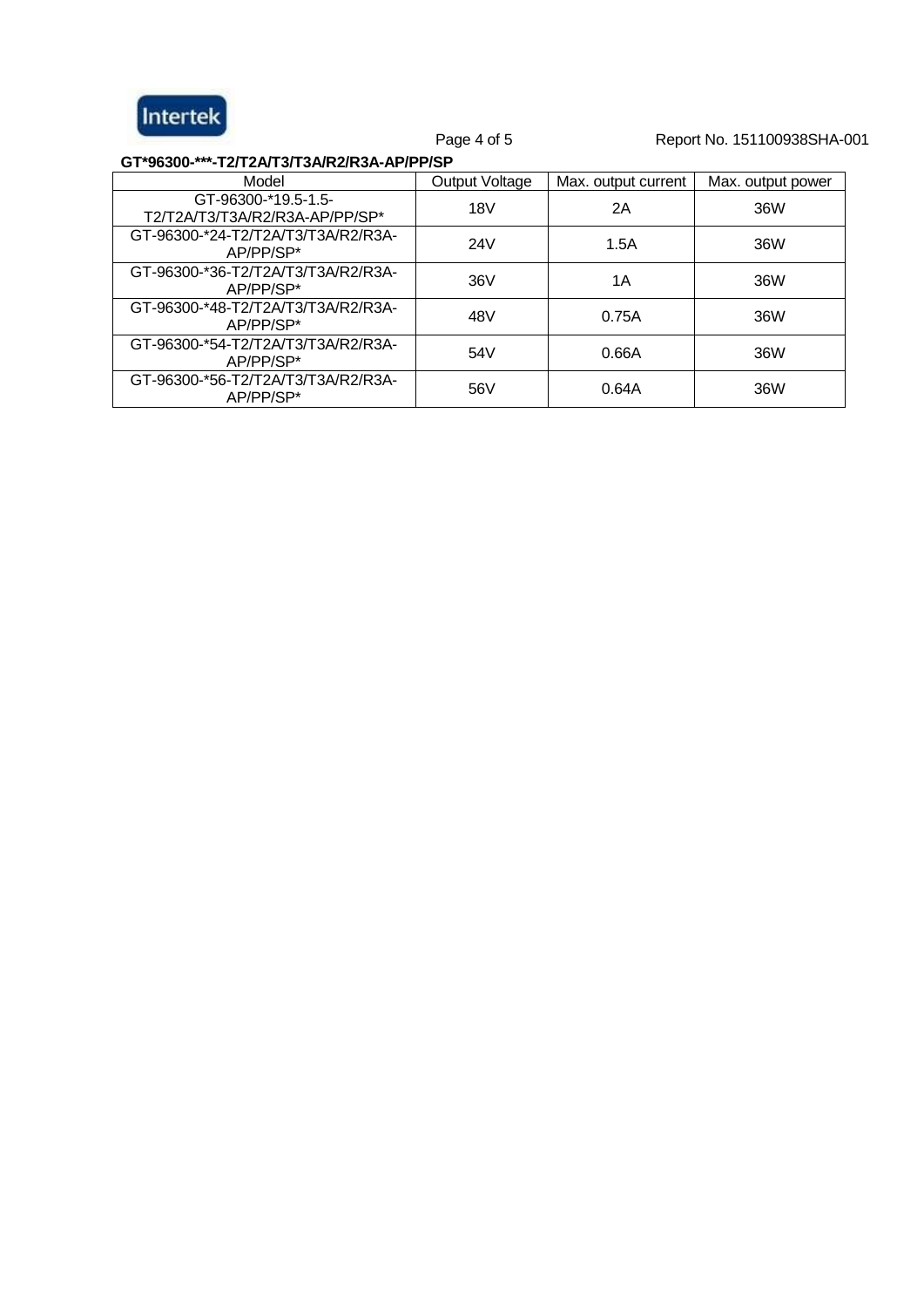**GT*96300-***-T2/T2A/T3/T3A/R2/R3A-AP/PP/SP**

| Model | Output Voltage | Max. output current | Max. output power |
|---|---|---|---|
| GT-96300-*19.5-1.5-T2/T2A/T3/T3A/R2/R3A-AP/PP/SP* | 18V | 2A | 36W |
| GT-96300-*24-T2/T2A/T3/T3A/R2/R3A-AP/PP/SP* | 24V | 1.5A | 36W |
| GT-96300-*36-T2/T2A/T3/T3A/R2/R3A-AP/PP/SP* | 36V | 1A | 36W |
| GT-96300-*48-T2/T2A/T3/T3A/R2/R3A-AP/PP/SP* | 48V | 0.75A | 36W |
| GT-96300-*54-T2/T2A/T3/T3A/R2/R3A-AP/PP/SP* | 54V | 0.66A | 36W |
| GT-96300-*56-T2/T2A/T3/T3A/R2/R3A-AP/PP/SP* | 56V | 0.64A | 36W |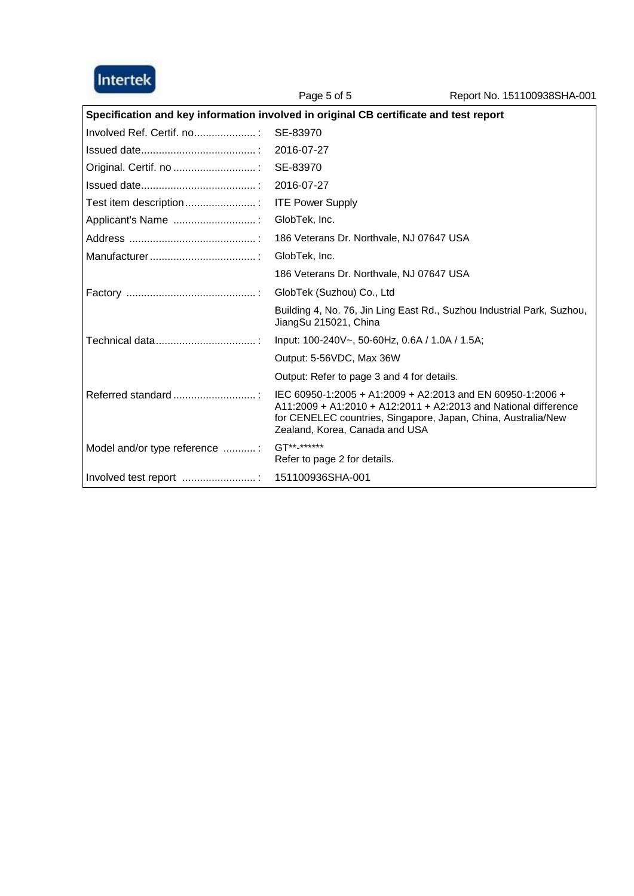| Specification and key information involved in original CB certificate and test report | |
|---|---|
| Involved Ref. Certif. no..................... : | SE-83970 |
| Issued date....................................... : | 2016-07-27 |
| Original. Certif. no ............................ : | SE-83970 |
| Issued date....................................... : | 2016-07-27 |
| Test item description........................ : | ITE Power Supply |
| Applicant's Name ............................ : | GlobTek, Inc. |
| Address ........................................... : | 186 Veterans Dr. Northvale, NJ 07647 USA |
| Manufacturer.................................... : | GlobTek, Inc. |
| | 186 Veterans Dr. Northvale, NJ 07647 USA |
| Factory ............................................ : | GlobTek (Suzhou) Co., Ltd |
| | Building 4, No. 76, Jin Ling East Rd., Suzhou Industrial Park, Suzhou, JiangSu 215021, China |
| Technical data.................................. : | Input: 100-240V~, 50-60Hz, 0.6A / 1.0A / 1.5A; |
| | Output: 5-56VDC, Max 36W |
| | Output: Refer to page 3 and 4 for details. |
| Referred standard ............................ : | IEC 60950-1:2005 + A1:2009 + A2:2013 and EN 60950-1:2006 + A11:2009 + A1:2010 + A12:2011 + A2:2013 and National difference for CENELEC countries, Singapore, Japan, China, Australia/New Zealand, Korea, Canada and USA |
| Model and/or type reference ........... : | GT**-****** Refer to page 2 for details. |
| Involved test report ......................... : | 151100936SHA-001 |